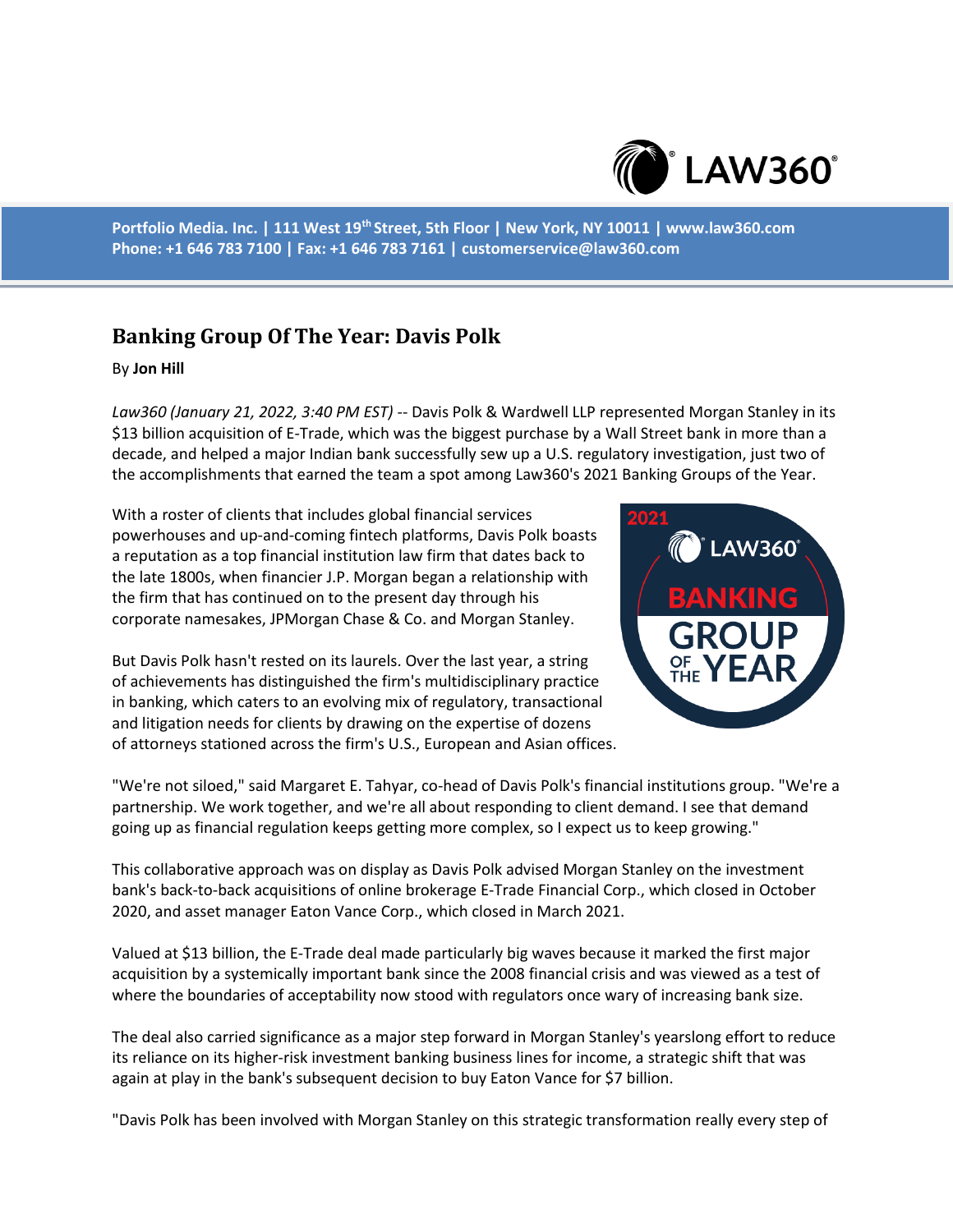Portfolio Media. Inc. | 111 West 19th Street, 5th Floor | New York, NY 10011 | www.law360.com
Phone: +1 646 783 7100 | Fax: +1 646 783 7161 | customerservice@law360.com

# Banking Group Of The Year: Davis Polk

By **Jon Hill**

*Law360 (January 21, 2022, 3:40 PM EST)* -- Davis Polk & Wardwell LLP represented Morgan Stanley in its $13 billion acquisition of E-Trade, which was the biggest purchase by a Wall Street bank in more than a decade, and helped a major Indian bank successfully sew up a U.S. regulatory investigation, just two of the accomplishments that earned the team a spot among Law360's 2021 Banking Groups of the Year.

With a roster of clients that includes global financial services powerhouses and up-and-coming fintech platforms, Davis Polk boasts a reputation as a top financial institution law firm that dates back to the late 1800s, when financier J.P. Morgan began a relationship with the firm that has continued on to the present day through his corporate namesakes, JPMorgan Chase & Co. and Morgan Stanley.

But Davis Polk hasn't rested on its laurels. Over the last year, a string of achievements has distinguished the firm's multidisciplinary practice in banking, which caters to an evolving mix of regulatory, transactional and litigation needs for clients by drawing on the expertise of dozens of attorneys stationed across the firm's U.S., European and Asian offices.

"We're not siloed," said Margaret E. Tahyar, co-head of Davis Polk's financial institutions group. "We're a partnership. We work together, and we're all about responding to client demand. I see that demand going up as financial regulation keeps getting more complex, so I expect us to keep growing."

This collaborative approach was on display as Davis Polk advised Morgan Stanley on the investment bank's back-to-back acquisitions of online brokerage E-Trade Financial Corp., which closed in October 2020, and asset manager Eaton Vance Corp., which closed in March 2021.

Valued at $13 billion, the E-Trade deal made particularly big waves because it marked the first major acquisition by a systemically important bank since the 2008 financial crisis and was viewed as a test of where the boundaries of acceptability now stood with regulators once wary of increasing bank size.

The deal also carried significance as a major step forward in Morgan Stanley's yearslong effort to reduce its reliance on its higher-risk investment banking business lines for income, a strategic shift that was again at play in the bank's subsequent decision to buy Eaton Vance for $7 billion.

"Davis Polk has been involved with Morgan Stanley on this strategic transformation really every step of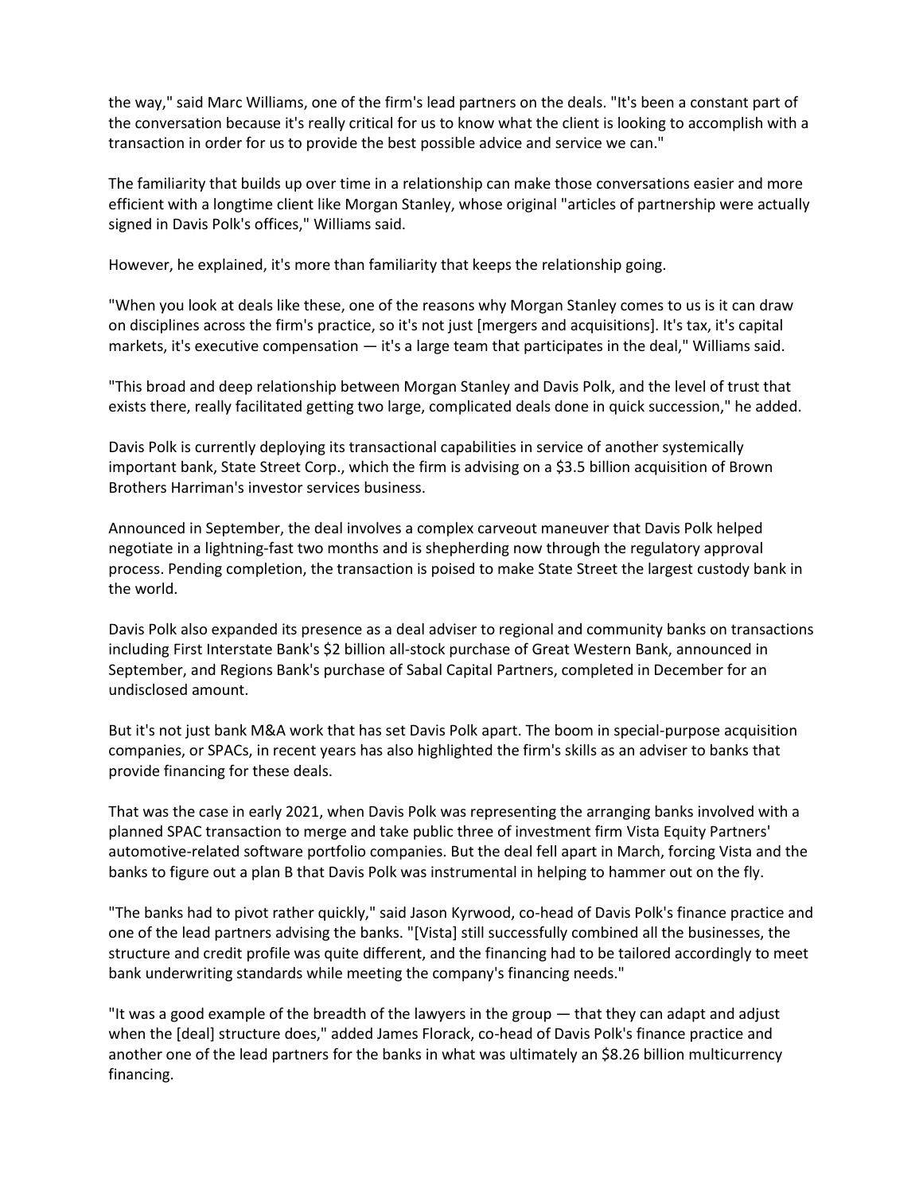the way," said Marc Williams, one of the firm's lead partners on the deals. "It's been a constant part of the conversation because it's really critical for us to know what the client is looking to accomplish with a transaction in order for us to provide the best possible advice and service we can."

The familiarity that builds up over time in a relationship can make those conversations easier and more efficient with a longtime client like Morgan Stanley, whose original "articles of partnership were actually signed in Davis Polk's offices," Williams said.

However, he explained, it's more than familiarity that keeps the relationship going.

"When you look at deals like these, one of the reasons why Morgan Stanley comes to us is it can draw on disciplines across the firm's practice, so it's not just [mergers and acquisitions]. It's tax, it's capital markets, it's executive compensation — it's a large team that participates in the deal," Williams said.

"This broad and deep relationship between Morgan Stanley and Davis Polk, and the level of trust that exists there, really facilitated getting two large, complicated deals done in quick succession," he added.

Davis Polk is currently deploying its transactional capabilities in service of another systemically important bank, State Street Corp., which the firm is advising on a $3.5 billion acquisition of Brown Brothers Harriman's investor services business.

Announced in September, the deal involves a complex carveout maneuver that Davis Polk helped negotiate in a lightning-fast two months and is shepherding now through the regulatory approval process. Pending completion, the transaction is poised to make State Street the largest custody bank in the world.

Davis Polk also expanded its presence as a deal adviser to regional and community banks on transactions including First Interstate Bank's $2 billion all-stock purchase of Great Western Bank, announced in September, and Regions Bank's purchase of Sabal Capital Partners, completed in December for an undisclosed amount.

But it's not just bank M&A work that has set Davis Polk apart. The boom in special-purpose acquisition companies, or SPACs, in recent years has also highlighted the firm's skills as an adviser to banks that provide financing for these deals.

That was the case in early 2021, when Davis Polk was representing the arranging banks involved with a planned SPAC transaction to merge and take public three of investment firm Vista Equity Partners' automotive-related software portfolio companies. But the deal fell apart in March, forcing Vista and the banks to figure out a plan B that Davis Polk was instrumental in helping to hammer out on the fly.

"The banks had to pivot rather quickly," said Jason Kyrwood, co-head of Davis Polk's finance practice and one of the lead partners advising the banks. "[Vista] still successfully combined all the businesses, the structure and credit profile was quite different, and the financing had to be tailored accordingly to meet bank underwriting standards while meeting the company's financing needs."

"It was a good example of the breadth of the lawyers in the group — that they can adapt and adjust when the [deal] structure does," added James Florack, co-head of Davis Polk's finance practice and another one of the lead partners for the banks in what was ultimately an $8.26 billion multicurrency financing.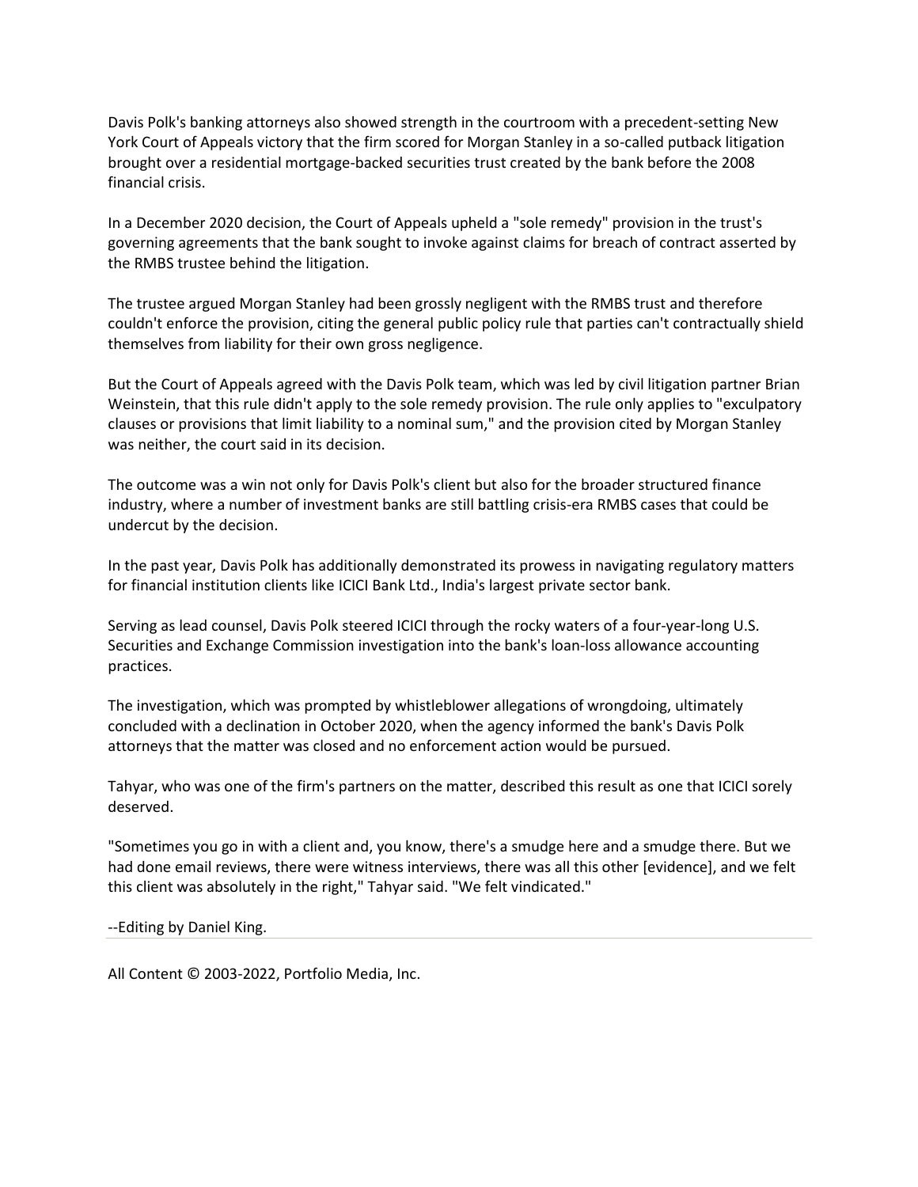Davis Polk's banking attorneys also showed strength in the courtroom with a precedent-setting New York Court of Appeals victory that the firm scored for Morgan Stanley in a so-called putback litigation brought over a residential mortgage-backed securities trust created by the bank before the 2008 financial crisis.

In a December 2020 decision, the Court of Appeals upheld a "sole remedy" provision in the trust's governing agreements that the bank sought to invoke against claims for breach of contract asserted by the RMBS trustee behind the litigation.

The trustee argued Morgan Stanley had been grossly negligent with the RMBS trust and therefore couldn't enforce the provision, citing the general public policy rule that parties can't contractually shield themselves from liability for their own gross negligence.

But the Court of Appeals agreed with the Davis Polk team, which was led by civil litigation partner Brian Weinstein, that this rule didn't apply to the sole remedy provision. The rule only applies to "exculpatory clauses or provisions that limit liability to a nominal sum," and the provision cited by Morgan Stanley was neither, the court said in its decision.

The outcome was a win not only for Davis Polk's client but also for the broader structured finance industry, where a number of investment banks are still battling crisis-era RMBS cases that could be undercut by the decision.

In the past year, Davis Polk has additionally demonstrated its prowess in navigating regulatory matters for financial institution clients like ICICI Bank Ltd., India's largest private sector bank.

Serving as lead counsel, Davis Polk steered ICICI through the rocky waters of a four-year-long U.S. Securities and Exchange Commission investigation into the bank's loan-loss allowance accounting practices.

The investigation, which was prompted by whistleblower allegations of wrongdoing, ultimately concluded with a declination in October 2020, when the agency informed the bank's Davis Polk attorneys that the matter was closed and no enforcement action would be pursued.

Tahyar, who was one of the firm's partners on the matter, described this result as one that ICICI sorely deserved.

"Sometimes you go in with a client and, you know, there's a smudge here and a smudge there. But we had done email reviews, there were witness interviews, there was all this other [evidence], and we felt this client was absolutely in the right," Tahyar said. "We felt vindicated."

--Editing by Daniel King.

---

All Content © 2003-2022, Portfolio Media, Inc.